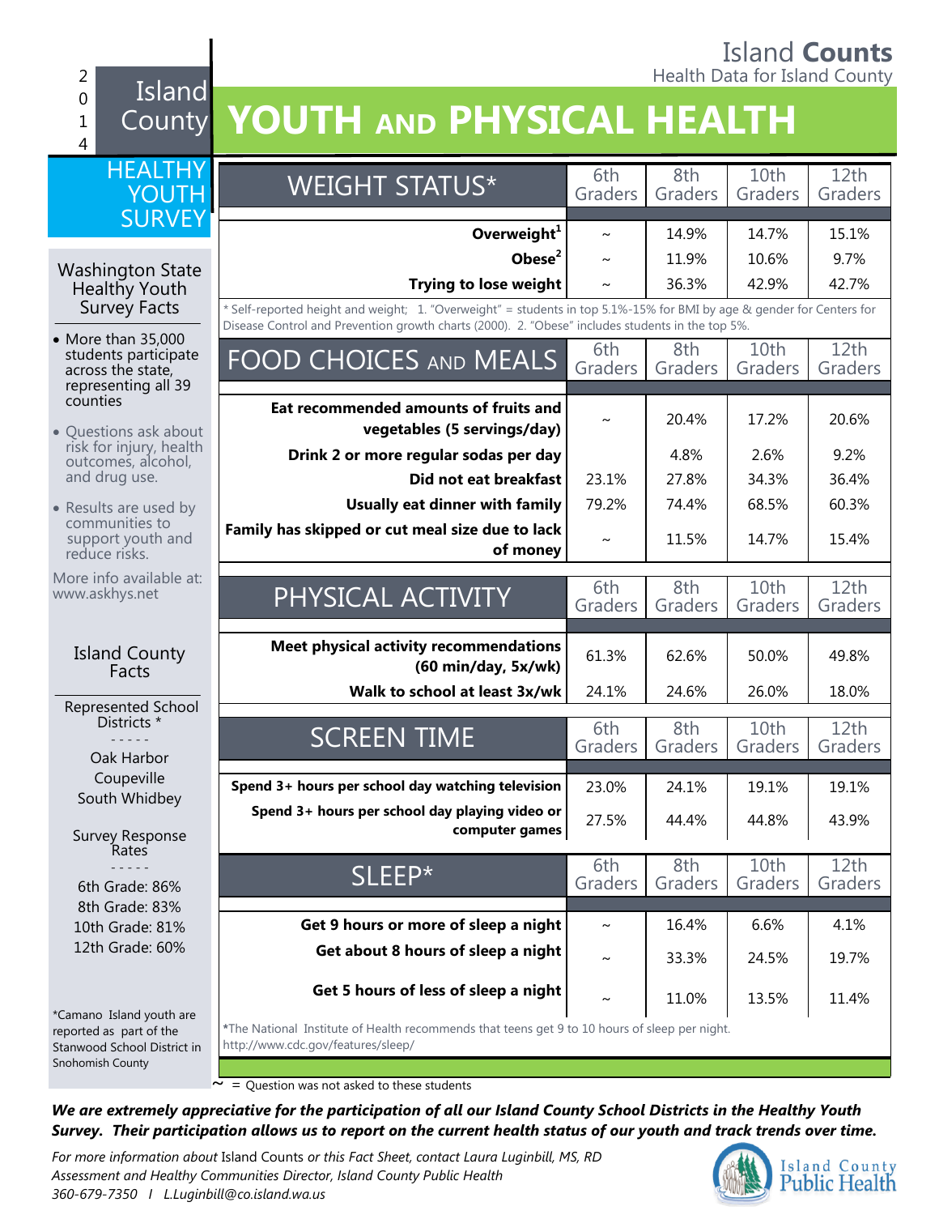Island **Counts**
Health Data for Island County

2014 Island County HEALTHY YOUTH SURVEY

# YOUTH AND PHYSICAL HEALTH

## Washington State Healthy Youth Survey Facts

- More than 35,000 students participate across the state, representing all 39 counties
- Questions ask about risk for injury, health outcomes, alcohol, and drug use.
- Results are used by communities to support youth and reduce risks.

More info available at: www.askhys.net

## Island County Facts

**Represented School Districts \***

Oak Harbor
Coupeville
South Whidbey

**Survey Response Rates**

6th Grade: 86%
8th Grade: 83%
10th Grade: 81%
12th Grade: 60%

*Camano Island youth are reported as part of the Stanwood School District in Snohomish County

| WEIGHT STATUS* | 6th Graders | 8th Graders | 10th Graders | 12th Graders |
|---|---|---|---|---|
| **Overweight**[1] | ~ | 14.9% | 14.7% | 15.1% |
| **Obese**[2] | ~ | 11.9% | 10.6% | 9.7% |
| **Trying to lose weight** | ~ | 36.3% | 42.9% | 42.7% |

\* Self-reported height and weight; 1. "Overweight" = students in top 5.1%-15% for BMI by age & gender for Centers for Disease Control and Prevention growth charts (2000). 2. "Obese" includes students in the top 5%.

| FOOD CHOICES AND MEALS | 6th Graders | 8th Graders | 10th Graders | 12th Graders |
|---|---|---|---|---|
| **Eat recommended amounts of fruits and vegetables (5 servings/day)** | ~ | 20.4% | 17.2% | 20.6% |
| **Drink 2 or more regular sodas per day** | | 4.8% | 2.6% | 9.2% |
| **Did not eat breakfast** | 23.1% | 27.8% | 34.3% | 36.4% |
| **Usually eat dinner with family** | 79.2% | 74.4% | 68.5% | 60.3% |
| **Family has skipped or cut meal size due to lack of money** | ~ | 11.5% | 14.7% | 15.4% |

| PHYSICAL ACTIVITY | 6th Graders | 8th Graders | 10th Graders | 12th Graders |
|---|---|---|---|---|
| **Meet physical activity recommendations (60 min/day, 5x/wk)** | 61.3% | 62.6% | 50.0% | 49.8% |
| **Walk to school at least 3x/wk** | 24.1% | 24.6% | 26.0% | 18.0% |

| SCREEN TIME | 6th Graders | 8th Graders | 10th Graders | 12th Graders |
|---|---|---|---|---|
| **Spend 3+ hours per school day watching television** | 23.0% | 24.1% | 19.1% | 19.1% |
| **Spend 3+ hours per school day playing video or computer games** | 27.5% | 44.4% | 44.8% | 43.9% |

| SLEEP* | 6th Graders | 8th Graders | 10th Graders | 12th Graders |
|---|---|---|---|---|
| **Get 9 hours or more of sleep a night** | ~ | 16.4% | 6.6% | 4.1% |
| **Get about 8 hours of sleep a night** | ~ | 33.3% | 24.5% | 19.7% |
| **Get 5 hours of less of sleep a night** | ~ | 11.0% | 13.5% | 11.4% |

\*The National Institute of Health recommends that teens get 9 to 10 hours of sleep per night. http://www.cdc.gov/features/sleep/

~ = Question was not asked to these students

***We are extremely appreciative for the participation of all our Island County School Districts in the Healthy Youth Survey. Their participation allows us to report on the current health status of our youth and track trends over time.***

*For more information about* Island Counts *or this Fact Sheet, contact Laura Luginbill, MS, RD*
*Assessment and Healthy Communities Director, Island County Public Health*
*360-679-7350 I L.Luginbill@co.island.wa.us*

Island County Public Health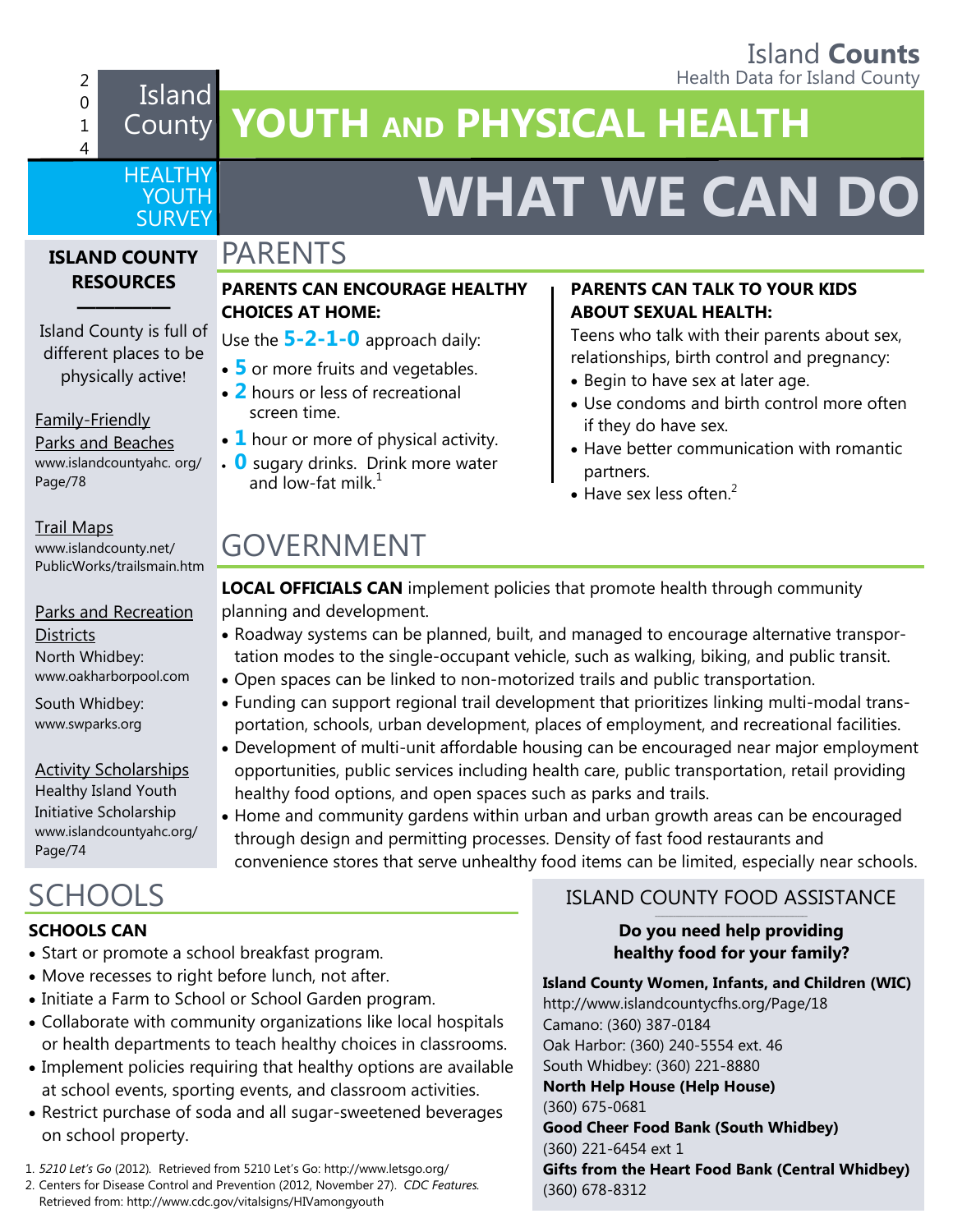Island **Counts**
Health Data for Island County

2014 Island County HEALTHY YOUTH SURVEY

# YOUTH AND PHYSICAL HEALTH

# WHAT WE CAN DO

## PARENTS

**PARENTS CAN ENCOURAGE HEALTHY CHOICES AT HOME:**

Use the **5-2-1-0** approach daily:

- **5** or more fruits and vegetables.
- **2** hours or less of recreational screen time.
- **1** hour or more of physical activity.
- **0** sugary drinks. Drink more water and low-fat milk.[1]

**PARENTS CAN TALK TO YOUR KIDS ABOUT SEXUAL HEALTH:**

Teens who talk with their parents about sex, relationships, birth control and pregnancy:

- Begin to have sex at later age.
- Use condoms and birth control more often if they do have sex.
- Have better communication with romantic partners.
- Have sex less often.[2]

## GOVERNMENT

**LOCAL OFFICIALS CAN** implement policies that promote health through community planning and development.

- Roadway systems can be planned, built, and managed to encourage alternative transportation modes to the single-occupant vehicle, such as walking, biking, and public transit.
- Open spaces can be linked to non-motorized trails and public transportation.
- Funding can support regional trail development that prioritizes linking multi-modal transportation, schools, urban development, places of employment, and recreational facilities.
- Development of multi-unit affordable housing can be encouraged near major employment opportunities, public services including health care, public transportation, retail providing healthy food options, and open spaces such as parks and trails.
- Home and community gardens within urban and urban growth areas can be encouraged through design and permitting processes. Density of fast food restaurants and convenience stores that serve unhealthy food items can be limited, especially near schools.

### ISLAND COUNTY RESOURCES

Island County is full of different places to be physically active!

Family-Friendly Parks and Beaches
www.islandcountyahc. org/Page/78

Trail Maps
www.islandcounty.net/PublicWorks/trailsmain.htm

Parks and Recreation Districts
North Whidbey: www.oakharborpool.com
South Whidbey: www.swparks.org

Activity Scholarships
Healthy Island Youth Initiative Scholarship
www.islandcountyahc.org/Page/74

## SCHOOLS

**SCHOOLS CAN**

- Start or promote a school breakfast program.
- Move recesses to right before lunch, not after.
- Initiate a Farm to School or School Garden program.
- Collaborate with community organizations like local hospitals or health departments to teach healthy choices in classrooms.
- Implement policies requiring that healthy options are available at school events, sporting events, and classroom activities.
- Restrict purchase of soda and all sugar-sweetened beverages on school property.

### ISLAND COUNTY FOOD ASSISTANCE

**Do you need help providing healthy food for your family?**

**Island County Women, Infants, and Children (WIC)**
http://www.islandcountycfhs.org/Page/18
Camano: (360) 387-0184
Oak Harbor: (360) 240-5554 ext. 46
South Whidbey: (360) 221-8880

**North Help House (Help House)**
(360) 675-0681

**Good Cheer Food Bank (South Whidbey)**
(360) 221-6454 ext 1

**Gifts from the Heart Food Bank (Central Whidbey)**
(360) 678-8312

1. *5210 Let's Go* (2012). Retrieved from 5210 Let's Go: http://www.letsgo.org/
2. Centers for Disease Control and Prevention (2012, November 27). *CDC Features.* Retrieved from: http://www.cdc.gov/vitalsigns/HIVamongyouth